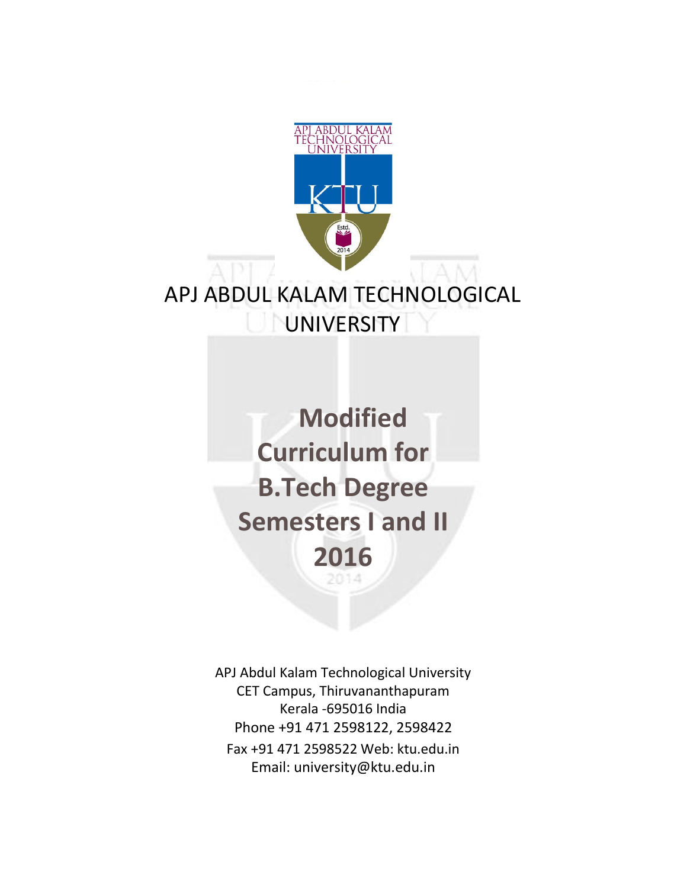# APJ ABDUL KALAM TECHNOLOGICAL UNIVERSITY

# Modified Curriculum for B.Tech Degree Semesters I and II 2016

APJ Abdul Kalam Technological University
CET Campus, Thiruvananthapuram
Kerala -695016 India
Phone +91 471 2598122, 2598422
Fax +91 471 2598522 Web: ktu.edu.in
Email: university@ktu.edu.in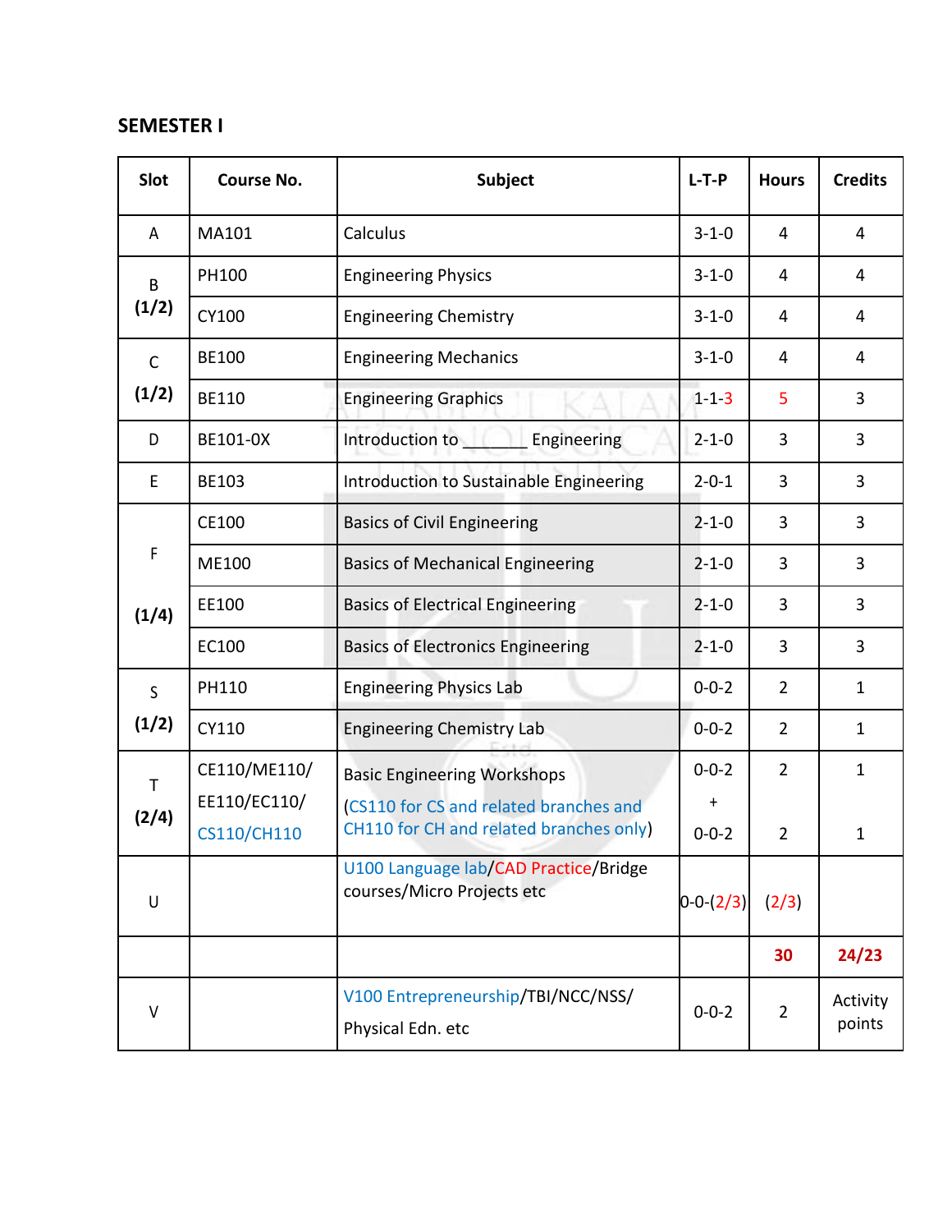## SEMESTER I

| Slot | Course No. | Subject | L-T-P | Hours | Credits |
|---|---|---|---|---|---|
| A | MA101 | Calculus | 3-1-0 | 4 | 4 |
| B (1/2) | PH100 | Engineering Physics | 3-1-0 | 4 | 4 |
| | CY100 | Engineering Chemistry | 3-1-0 | 4 | 4 |
| C (1/2) | BE100 | Engineering Mechanics | 3-1-0 | 4 | 4 |
| | BE110 | Engineering Graphics | 1-1-3 | 5 | 3 |
| D | BE101-0X | Introduction to ______ Engineering | 2-1-0 | 3 | 3 |
| E | BE103 | Introduction to Sustainable Engineering | 2-0-1 | 3 | 3 |
| F (1/4) | CE100 | Basics of Civil Engineering | 2-1-0 | 3 | 3 |
| | ME100 | Basics of Mechanical Engineering | 2-1-0 | 3 | 3 |
| | EE100 | Basics of Electrical Engineering | 2-1-0 | 3 | 3 |
| | EC100 | Basics of Electronics Engineering | 2-1-0 | 3 | 3 |
| S (1/2) | PH110 | Engineering Physics Lab | 0-0-2 | 2 | 1 |
| | CY110 | Engineering Chemistry Lab | 0-0-2 | 2 | 1 |
| T (2/4) | CE110/ME110/ EE110/EC110/ CS110/CH110 | Basic Engineering Workshops (CS110 for CS and related branches and CH110 for CH and related branches only) | 0-0-2 + 0-0-2 | 2<br>2 | 1<br>1 |
| U | | U100 Language lab/CAD Practice/Bridge courses/Micro Projects etc | 0-0-(2/3) | (2/3) | |
| | | | | **30** | **24/23** |
| V | | V100 Entrepreneurship/TBI/NCC/NSS/ Physical Edn. etc | 0-0-2 | 2 | Activity points |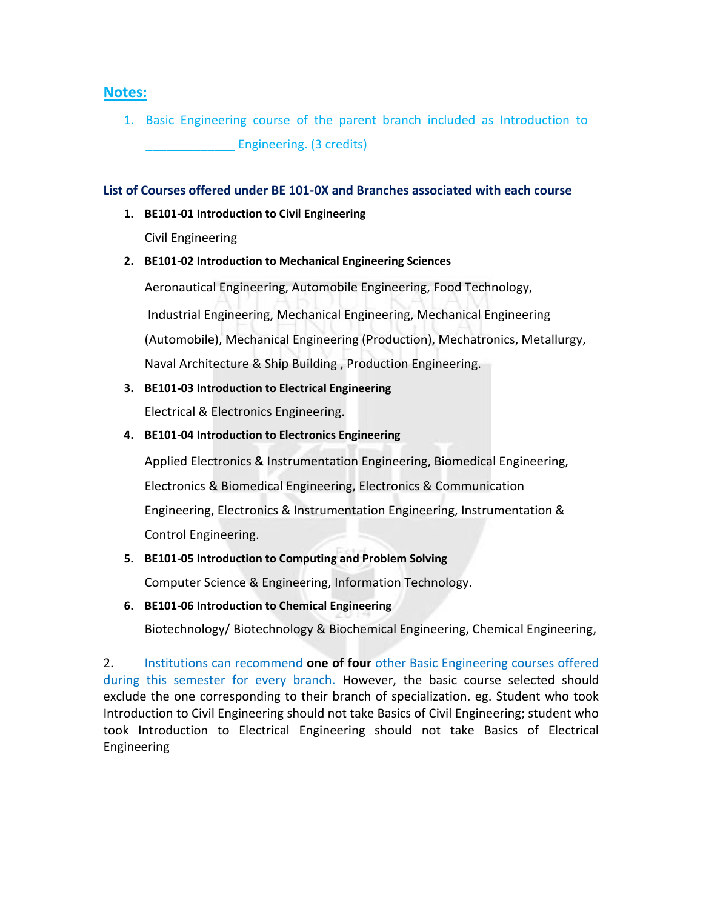## Notes:

1. Basic Engineering course of the parent branch included as Introduction to _____________ Engineering. (3 credits)

**List of Courses offered under BE 101-0X and Branches associated with each course**

1. **BE101-01 Introduction to Civil Engineering**

   Civil Engineering

2. **BE101-02 Introduction to Mechanical Engineering Sciences**

   Aeronautical Engineering, Automobile Engineering, Food Technology, Industrial Engineering, Mechanical Engineering, Mechanical Engineering (Automobile), Mechanical Engineering (Production), Mechatronics, Metallurgy, Naval Architecture & Ship Building , Production Engineering.

3. **BE101-03 Introduction to Electrical Engineering**

   Electrical & Electronics Engineering.

4. **BE101-04 Introduction to Electronics Engineering**

   Applied Electronics & Instrumentation Engineering, Biomedical Engineering, Electronics & Biomedical Engineering, Electronics & Communication Engineering, Electronics & Instrumentation Engineering, Instrumentation & Control Engineering.

5. **BE101-05 Introduction to Computing and Problem Solving**

   Computer Science & Engineering, Information Technology.

6. **BE101-06 Introduction to Chemical Engineering**

   Biotechnology/ Biotechnology & Biochemical Engineering, Chemical Engineering,

2. Institutions can recommend **one of four** other Basic Engineering courses offered during this semester for every branch. However, the basic course selected should exclude the one corresponding to their branch of specialization. eg. Student who took Introduction to Civil Engineering should not take Basics of Civil Engineering; student who took Introduction to Electrical Engineering should not take Basics of Electrical Engineering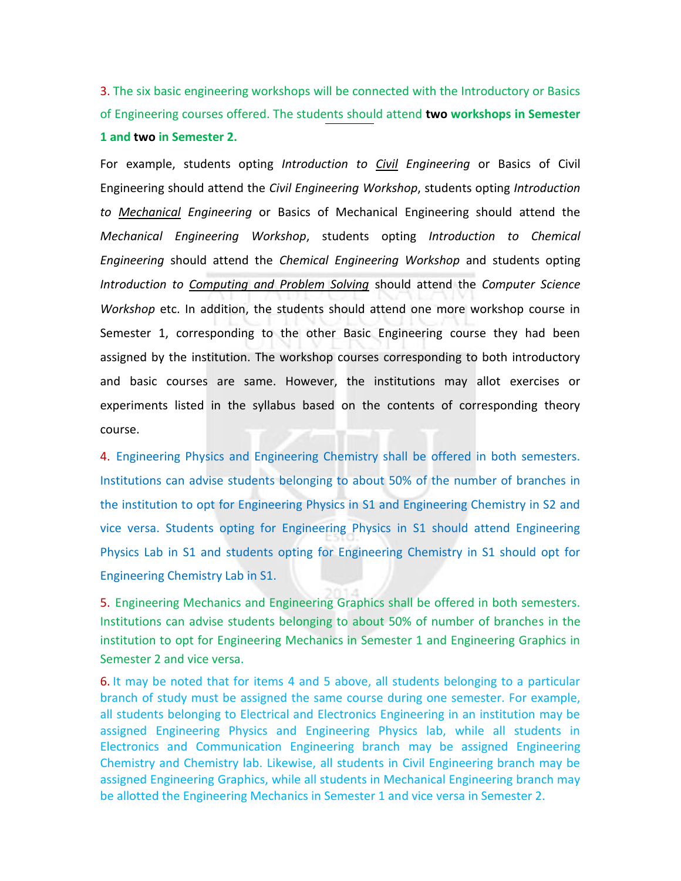3. The six basic engineering workshops will be connected with the Introductory or Basics of Engineering courses offered. The students should attend **two workshops in Semester 1 and two in Semester 2.**

For example, students opting *Introduction to Civil Engineering* or Basics of Civil Engineering should attend the *Civil Engineering Workshop*, students opting *Introduction to Mechanical Engineering* or Basics of Mechanical Engineering should attend the *Mechanical Engineering Workshop*, students opting *Introduction to Chemical Engineering* should attend the *Chemical Engineering Workshop* and students opting *Introduction to Computing and Problem Solving* should attend the *Computer Science Workshop* etc. In addition, the students should attend one more workshop course in Semester 1, corresponding to the other Basic Engineering course they had been assigned by the institution. The workshop courses corresponding to both introductory and basic courses are same. However, the institutions may allot exercises or experiments listed in the syllabus based on the contents of corresponding theory course.

4. Engineering Physics and Engineering Chemistry shall be offered in both semesters. Institutions can advise students belonging to about 50% of the number of branches in the institution to opt for Engineering Physics in S1 and Engineering Chemistry in S2 and vice versa. Students opting for Engineering Physics in S1 should attend Engineering Physics Lab in S1 and students opting for Engineering Chemistry in S1 should opt for Engineering Chemistry Lab in S1.

5. Engineering Mechanics and Engineering Graphics shall be offered in both semesters. Institutions can advise students belonging to about 50% of number of branches in the institution to opt for Engineering Mechanics in Semester 1 and Engineering Graphics in Semester 2 and vice versa.

6. It may be noted that for items 4 and 5 above, all students belonging to a particular branch of study must be assigned the same course during one semester. For example, all students belonging to Electrical and Electronics Engineering in an institution may be assigned Engineering Physics and Engineering Physics lab, while all students in Electronics and Communication Engineering branch may be assigned Engineering Chemistry and Chemistry lab. Likewise, all students in Civil Engineering branch may be assigned Engineering Graphics, while all students in Mechanical Engineering branch may be allotted the Engineering Mechanics in Semester 1 and vice versa in Semester 2.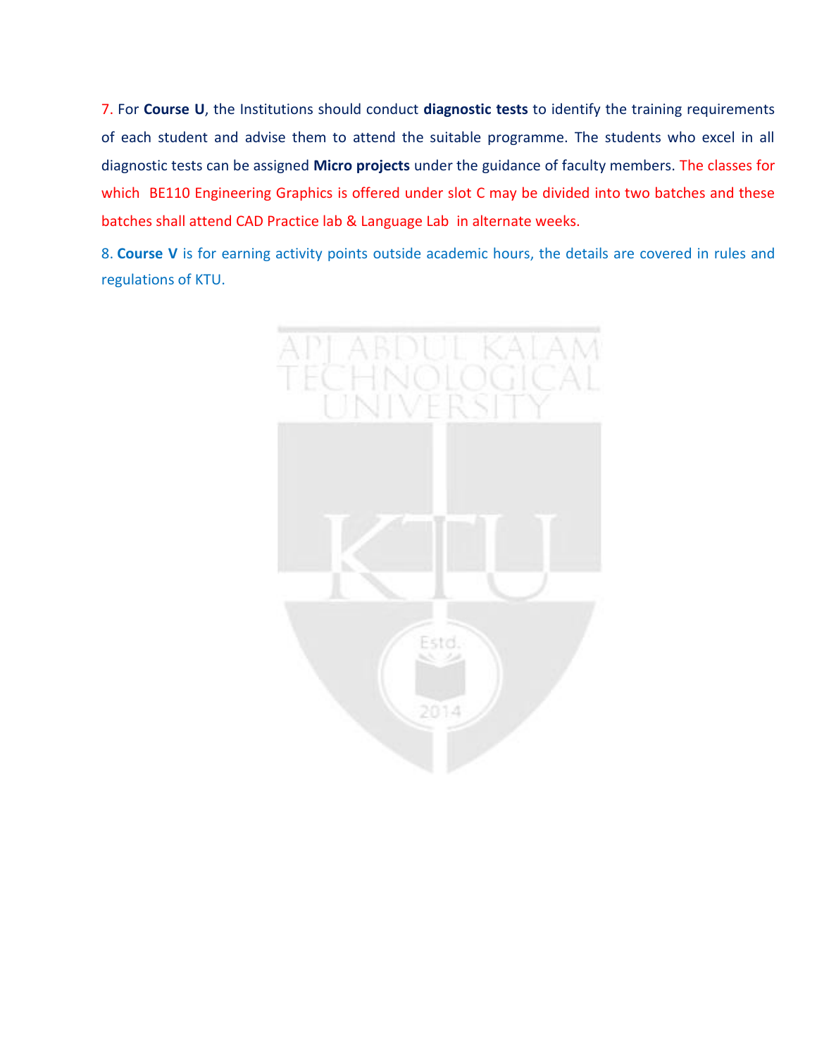7. For **Course U**, the Institutions should conduct **diagnostic tests** to identify the training requirements of each student and advise them to attend the suitable programme. The students who excel in all diagnostic tests can be assigned **Micro projects** under the guidance of faculty members. The classes for which BE110 Engineering Graphics is offered under slot C may be divided into two batches and these batches shall attend CAD Practice lab & Language Lab in alternate weeks.

8. **Course V** is for earning activity points outside academic hours, the details are covered in rules and regulations of KTU.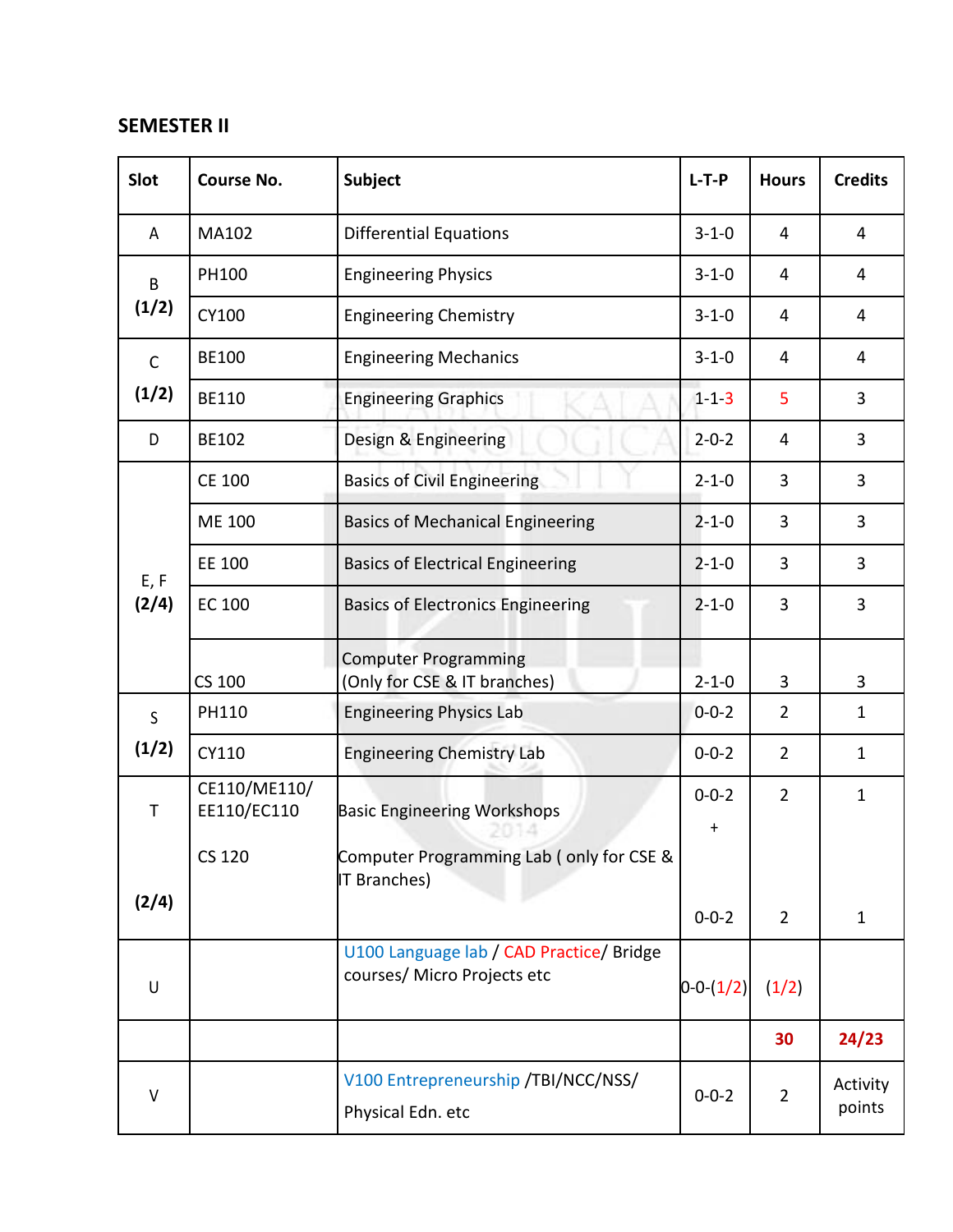**SEMESTER II**

| Slot | Course No. | Subject | L-T-P | Hours | Credits |
|---|---|---|---|---|---|
| A | MA102 | Differential Equations | 3-1-0 | 4 | 4 |
| B (1/2) | PH100 | Engineering Physics | 3-1-0 | 4 | 4 |
| | CY100 | Engineering Chemistry | 3-1-0 | 4 | 4 |
| C (1/2) | BE100 | Engineering Mechanics | 3-1-0 | 4 | 4 |
| | BE110 | Engineering Graphics | 1-1-3 | 5 | 3 |
| D | BE102 | Design & Engineering | 2-0-2 | 4 | 3 |
| E, F (2/4) | CE 100 | Basics of Civil Engineering | 2-1-0 | 3 | 3 |
| | ME 100 | Basics of Mechanical Engineering | 2-1-0 | 3 | 3 |
| | EE 100 | Basics of Electrical Engineering | 2-1-0 | 3 | 3 |
| | EC 100 | Basics of Electronics Engineering | 2-1-0 | 3 | 3 |
| | CS 100 | Computer Programming (Only for CSE & IT branches) | 2-1-0 | 3 | 3 |
| S (1/2) | PH110 | Engineering Physics Lab | 0-0-2 | 2 | 1 |
| | CY110 | Engineering Chemistry Lab | 0-0-2 | 2 | 1 |
| T (2/4) | CE110/ME110/ EE110/EC110 | Basic Engineering Workshops | 0-0-2 + | 2 | 1 |
| | CS 120 | Computer Programming Lab ( only for CSE & IT Branches) | 0-0-2 | 2 | 1 |
| U | | U100 Language lab / CAD Practice/ Bridge courses/ Micro Projects etc | 0-0-(1/2) | (1/2) | |
| | | | | **30** | **24/23** |
| V | | V100 Entrepreneurship /TBI/NCC/NSS/ Physical Edn. etc | 0-0-2 | 2 | Activity points |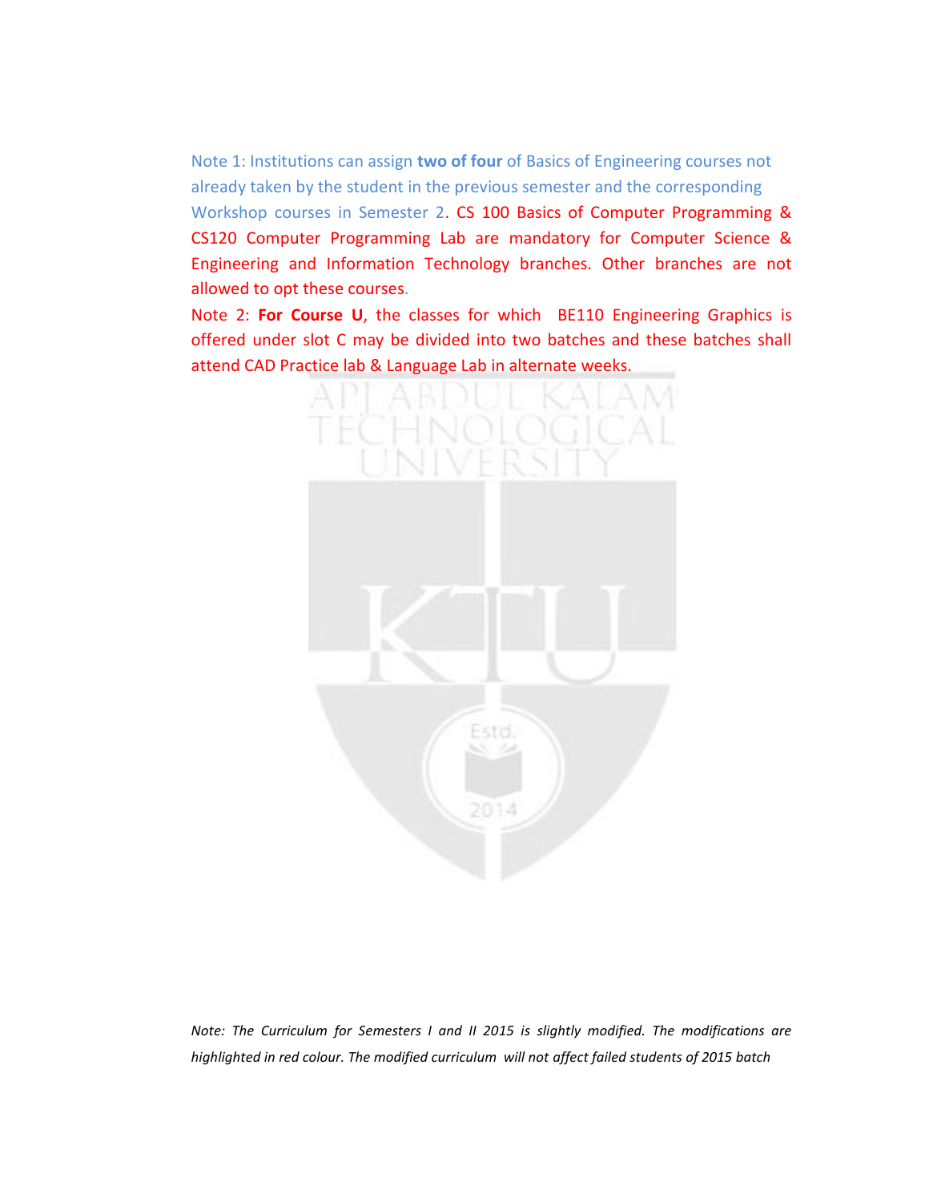Note 1: Institutions can assign **two of four** of Basics of Engineering courses not already taken by the student in the previous semester and the corresponding Workshop courses in Semester 2. CS 100 Basics of Computer Programming & CS120 Computer Programming Lab are mandatory for Computer Science & Engineering and Information Technology branches. Other branches are not allowed to opt these courses.

Note 2: **For Course U**, the classes for which BE110 Engineering Graphics is offered under slot C may be divided into two batches and these batches shall attend CAD Practice lab & Language Lab in alternate weeks.

*Note: The Curriculum for Semesters I and II 2015 is slightly modified. The modifications are highlighted in red colour. The modified curriculum will not affect failed students of 2015 batch*